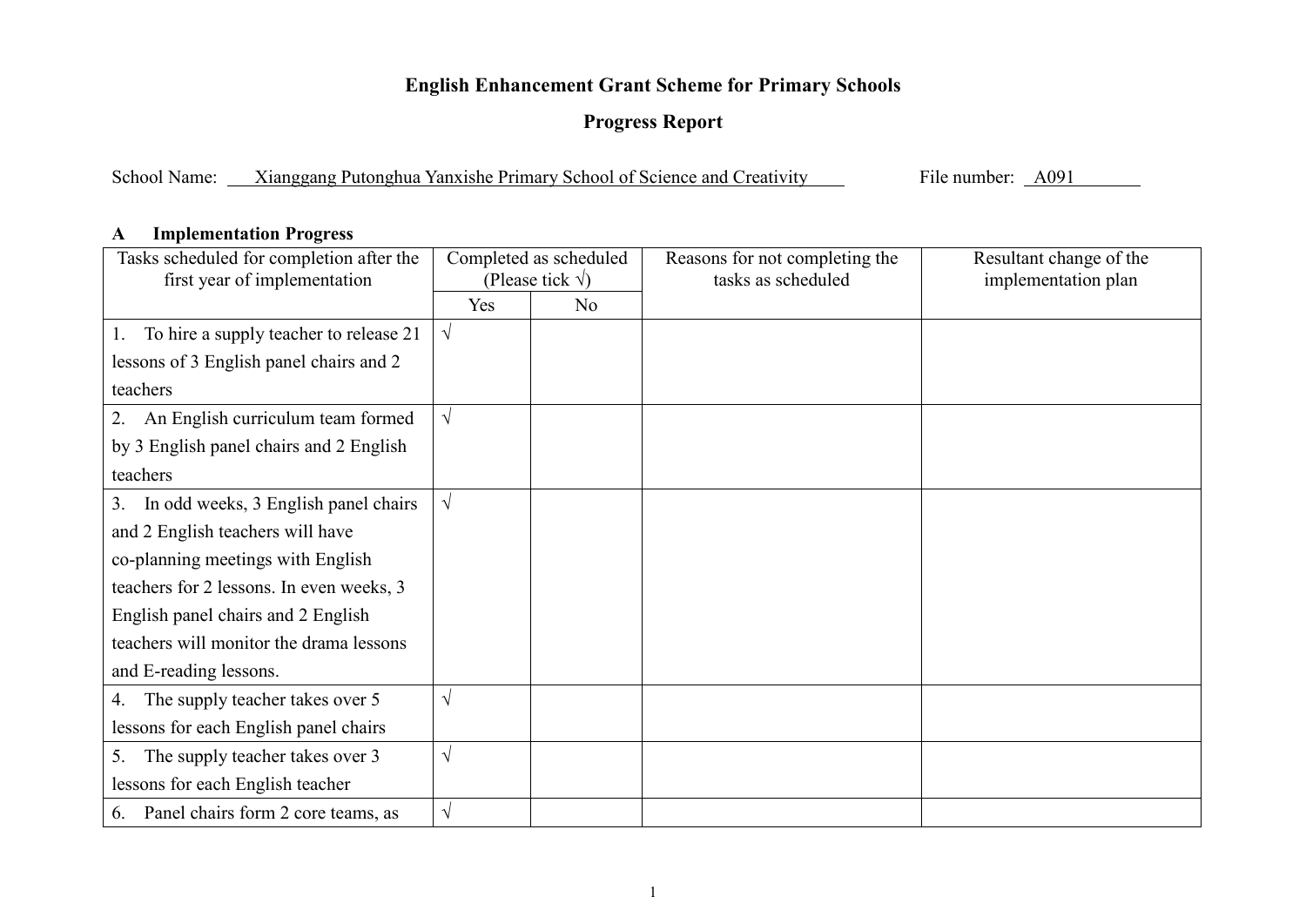# English Enhancement Grant Scheme for Primary Schools

## Progress Report

School Name: Xianggang Putonghua Yanxishe Primary School of Science and Creativity File number: A091

**A Implementation Progress**

| Tasks scheduled for completion after the first year of implementation | Completed as scheduled (Please tick √) | | Reasons for not completing the tasks as scheduled | Resultant change of the implementation plan |
|---|---|---|---|---|
| | Yes | No | | |
| 1. To hire a supply teacher to release 21 lessons of 3 English panel chairs and 2 teachers | √ | | | |
| 2. An English curriculum team formed by 3 English panel chairs and 2 English teachers | √ | | | |
| 3. In odd weeks, 3 English panel chairs and 2 English teachers will have co-planning meetings with English teachers for 2 lessons. In even weeks, 3 English panel chairs and 2 English teachers will monitor the drama lessons and E-reading lessons. | √ | | | |
| 4. The supply teacher takes over 5 lessons for each English panel chairs | √ | | | |
| 5. The supply teacher takes over 3 lessons for each English teacher | √ | | | |
| 6. Panel chairs form 2 core teams, as | √ | | | |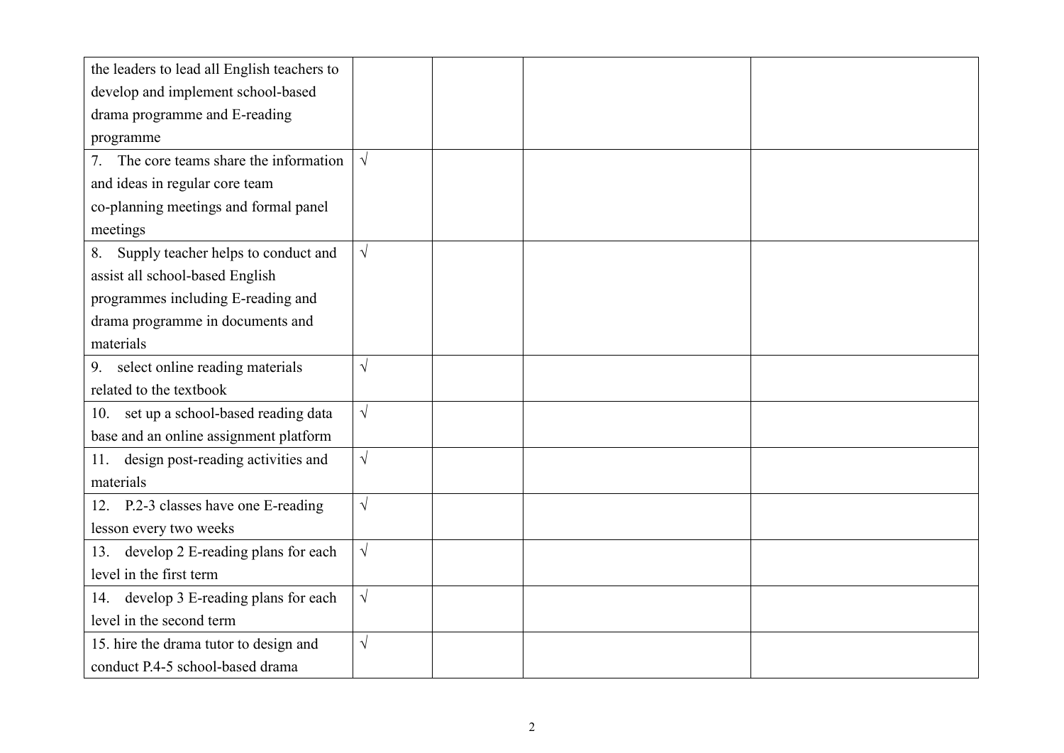| | | | | |
|---|---|---|---|---|
| the leaders to lead all English teachers to develop and implement school-based drama programme and E-reading programme | | | | |
| 7. The core teams share the information and ideas in regular core team co-planning meetings and formal panel meetings | √ | | | |
| 8. Supply teacher helps to conduct and assist all school-based English programmes including E-reading and drama programme in documents and materials | √ | | | |
| 9. select online reading materials related to the textbook | √ | | | |
| 10. set up a school-based reading data base and an online assignment platform | √ | | | |
| 11. design post-reading activities and materials | √ | | | |
| 12. P.2-3 classes have one E-reading lesson every two weeks | √ | | | |
| 13. develop 2 E-reading plans for each level in the first term | √ | | | |
| 14. develop 3 E-reading plans for each level in the second term | √ | | | |
| 15. hire the drama tutor to design and conduct P.4-5 school-based drama | √ | | | |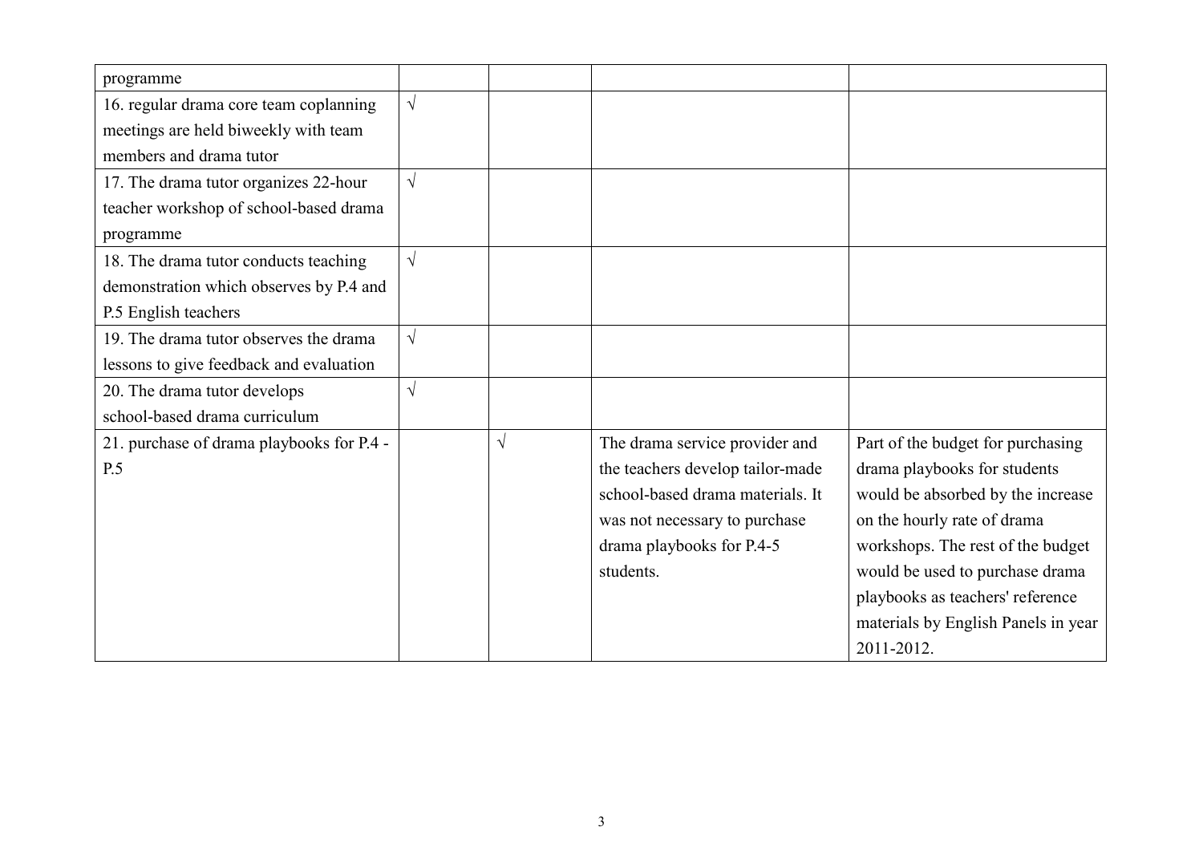| | | | | |
|---|---|---|---|---|
| programme | | | | |
| 16. regular drama core team coplanning meetings are held biweekly with team members and drama tutor | √ | | | |
| 17. The drama tutor organizes 22-hour teacher workshop of school-based drama programme | √ | | | |
| 18. The drama tutor conducts teaching demonstration which observes by P.4 and P.5 English teachers | √ | | | |
| 19. The drama tutor observes the drama lessons to give feedback and evaluation | √ | | | |
| 20. The drama tutor develops school-based drama curriculum | √ | | | |
| 21. purchase of drama playbooks for P.4 - P.5 | | √ | The drama service provider and the teachers develop tailor-made school-based drama materials. It was not necessary to purchase drama playbooks for P.4-5 students. | Part of the budget for purchasing drama playbooks for students would be absorbed by the increase on the hourly rate of drama workshops. The rest of the budget would be used to purchase drama playbooks as teachers' reference materials by English Panels in year 2011-2012. |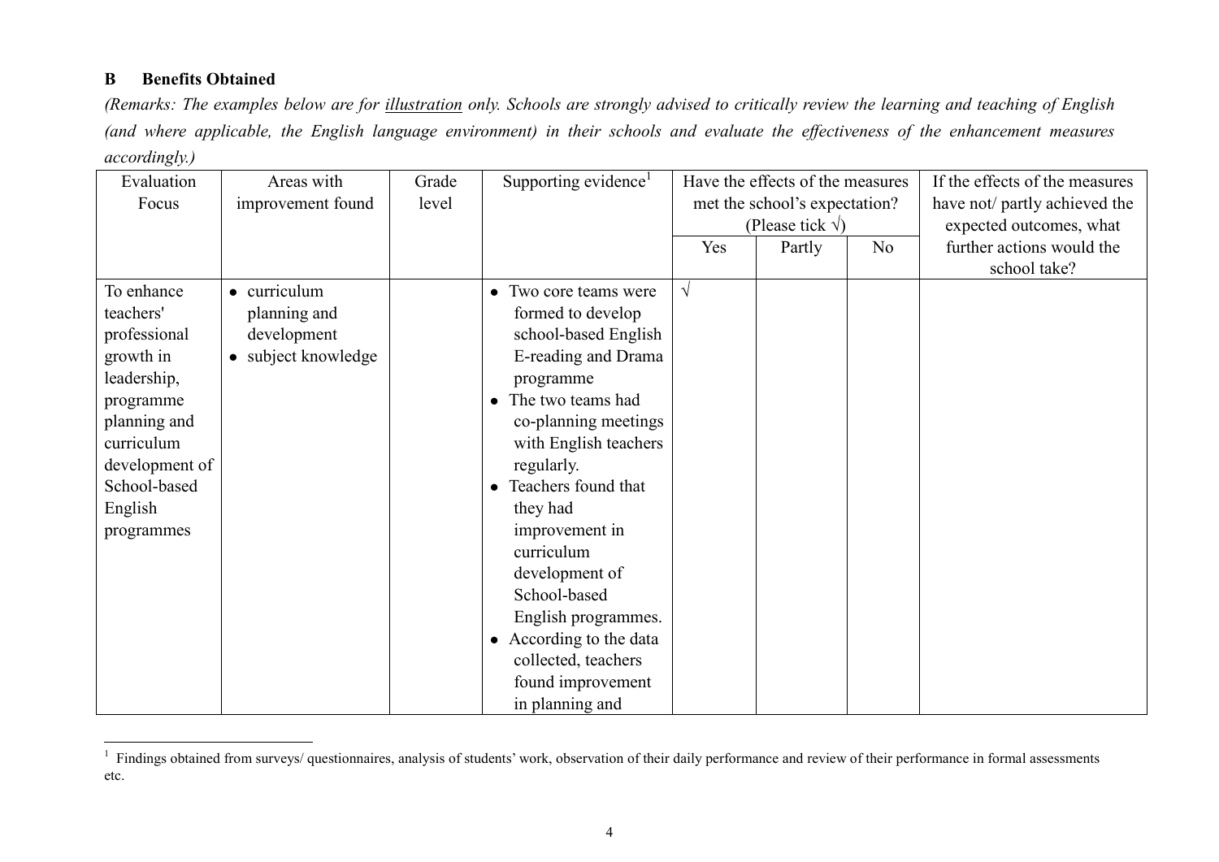**B Benefits Obtained**

*(Remarks: The examples below are for illustration only. Schools are strongly advised to critically review the learning and teaching of English (and where applicable, the English language environment) in their schools and evaluate the effectiveness of the enhancement measures accordingly.)*

| Evaluation Focus | Areas with improvement found | Grade level | Supporting evidence[1] | Have the effects of the measures met the school's expectation? (Please tick √) | | | If the effects of the measures have not/ partly achieved the expected outcomes, what further actions would the school take? |
|---|---|---|---|---|---|---|---|
| | | | | Yes | Partly | No | |
| To enhance teachers' professional growth in leadership, programme planning and curriculum development of School-based English programmes | • curriculum planning and development<br>• subject knowledge | | • Two core teams were formed to develop school-based English E-reading and Drama programme<br>• The two teams had co-planning meetings with English teachers regularly.<br>• Teachers found that they had improvement in curriculum development of School-based English programmes.<br>• According to the data collected, teachers found improvement in planning and | √ | | | |

[1] Findings obtained from surveys/ questionnaires, analysis of students' work, observation of their daily performance and review of their performance in formal assessments etc.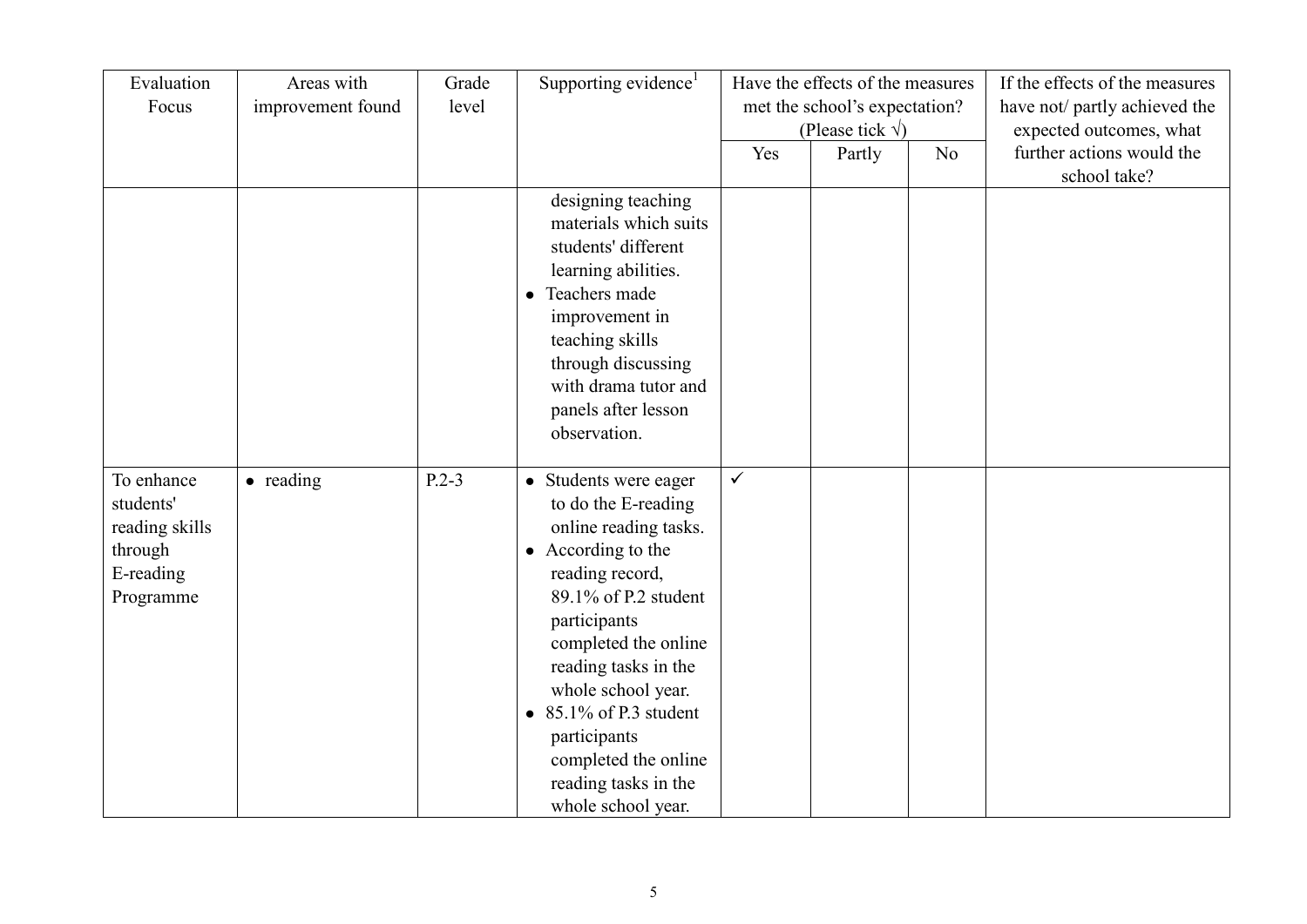| Evaluation Focus | Areas with improvement found | Grade level | Supporting evidence[1] | Have the effects of the measures met the school's expectation? (Please tick √) | | | If the effects of the measures have not/ partly achieved the expected outcomes, what further actions would the school take? |
|---|---|---|---|---|---|---|---|
| | | | | Yes | Partly | No | |
| | | | designing teaching materials which suits students' different learning abilities.<br>• Teachers made improvement in teaching skills through discussing with drama tutor and panels after lesson observation. | | | | |
| To enhance students' reading skills through E-reading Programme | • reading | P.2-3 | • Students were eager to do the E-reading online reading tasks.<br>• According to the reading record, 89.1% of P.2 student participants completed the online reading tasks in the whole school year.<br>• 85.1% of P.3 student participants completed the online reading tasks in the whole school year. | ✓ | | | |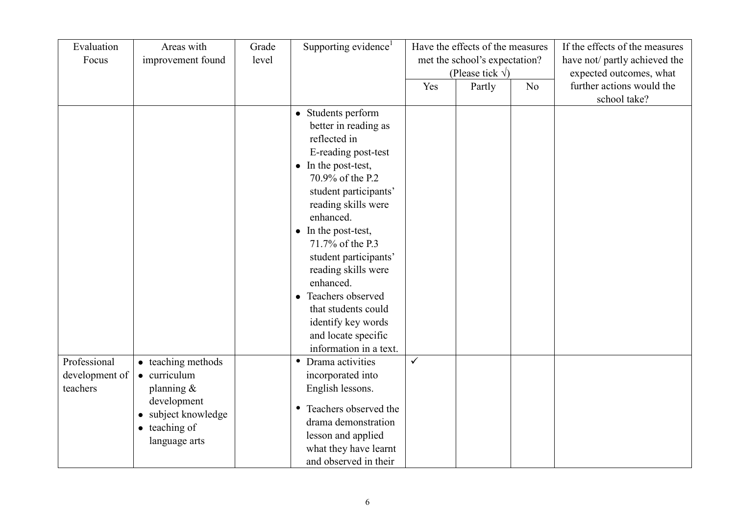| Evaluation Focus | Areas with improvement found | Grade level | Supporting evidence[1] | Have the effects of the measures met the school's expectation? (Please tick √) | | | If the effects of the measures have not/ partly achieved the expected outcomes, what further actions would the school take? |
|---|---|---|---|---|---|---|---|
| | | | | Yes | Partly | No | |
| | | | • Students perform better in reading as reflected in E-reading post-test<br>• In the post-test, 70.9% of the P.2 student participants' reading skills were enhanced.<br>• In the post-test, 71.7% of the P.3 student participants' reading skills were enhanced.<br>• Teachers observed that students could identify key words and locate specific information in a text. | | | | |
| Professional development of teachers | • teaching methods<br>• curriculum planning & development<br>• subject knowledge<br>• teaching of language arts | | • Drama activities incorporated into English lessons.<br>• Teachers observed the drama demonstration lesson and applied what they have learnt and observed in their | ✓ | | | |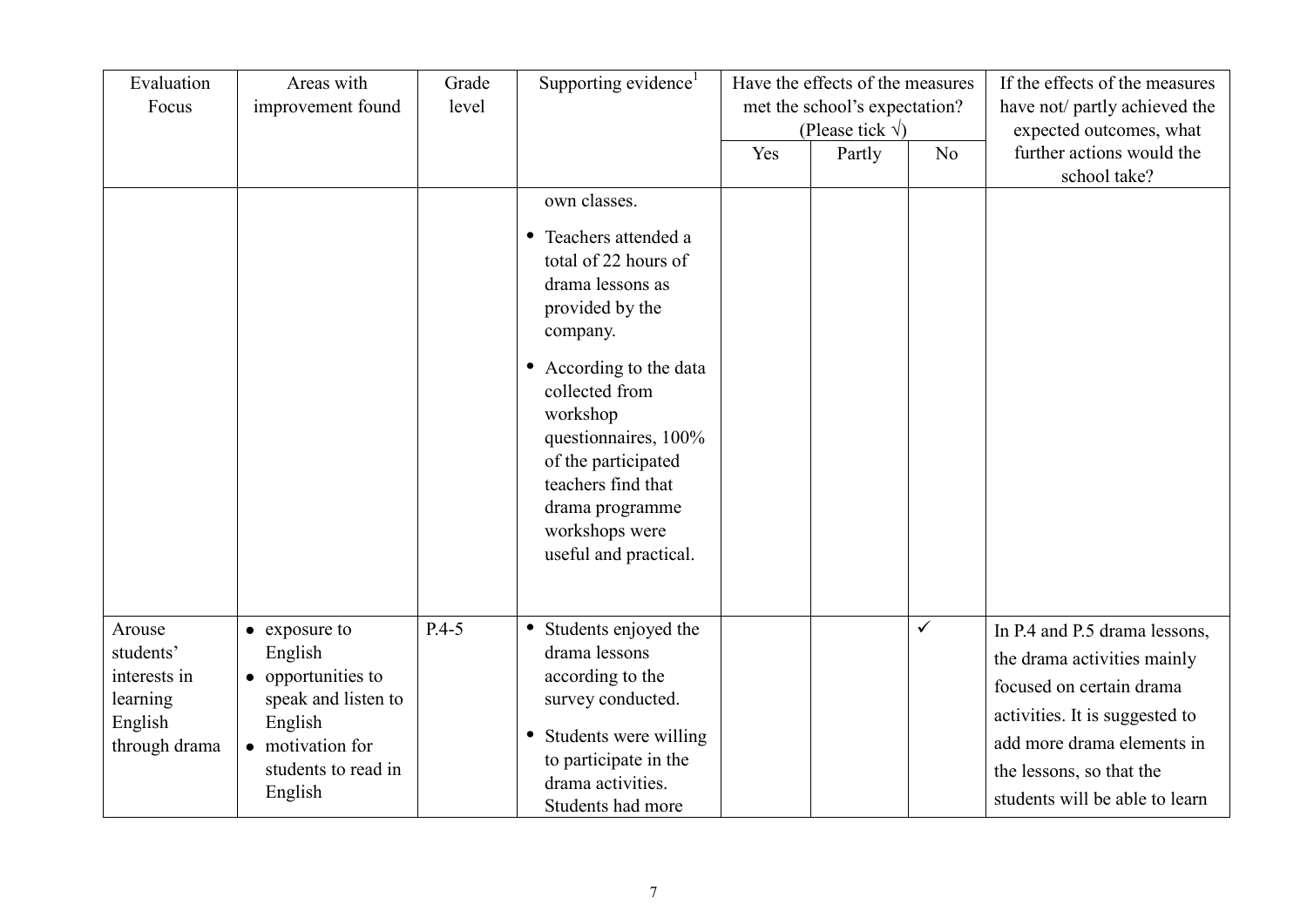| Evaluation Focus | Areas with improvement found | Grade level | Supporting evidence[1] | Have the effects of the measures met the school's expectation? (Please tick √) | | | If the effects of the measures have not/ partly achieved the expected outcomes, what further actions would the school take? |
|---|---|---|---|---|---|---|---|
| | | | | Yes | Partly | No | |
| | | | own classes.<br>• Teachers attended a total of 22 hours of drama lessons as provided by the company.<br>• According to the data collected from workshop questionnaires, 100% of the participated teachers find that drama programme workshops were useful and practical. | | | | |
| Arouse students' interests in learning English through drama | • exposure to English<br>• opportunities to speak and listen to English<br>• motivation for students to read in English | P.4-5 | • Students enjoyed the drama lessons according to the survey conducted.<br>• Students were willing to participate in the drama activities. Students had more | | | ✓ | In P.4 and P.5 drama lessons, the drama activities mainly focused on certain drama activities. It is suggested to add more drama elements in the lessons, so that the students will be able to learn |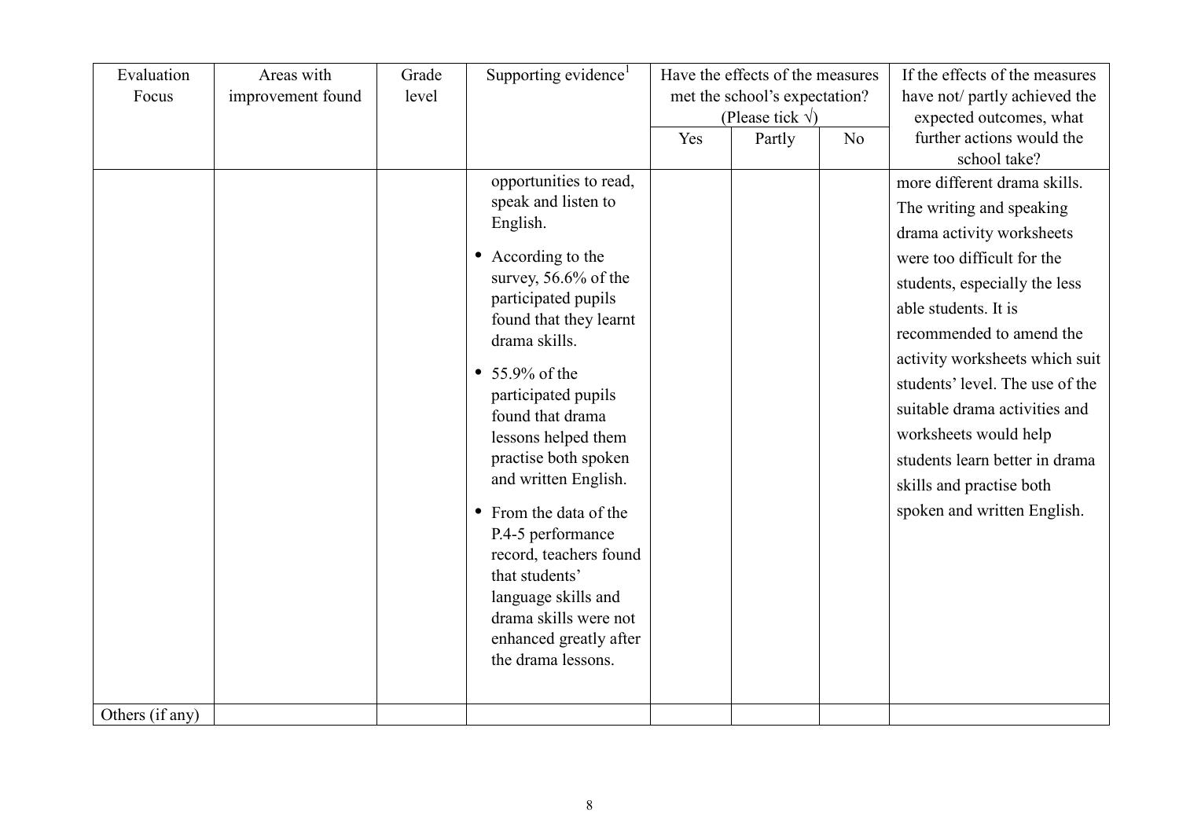| Evaluation Focus | Areas with improvement found | Grade level | Supporting evidence[1] | Have the effects of the measures met the school's expectation? (Please tick √) | | | If the effects of the measures have not/ partly achieved the expected outcomes, what further actions would the school take? |
|---|---|---|---|---|---|---|---|
| | | | | Yes | Partly | No | |
| | | | opportunities to read, speak and listen to English.<br>• According to the survey, 56.6% of the participated pupils found that they learnt drama skills.<br>• 55.9% of the participated pupils found that drama lessons helped them practise both spoken and written English.<br>• From the data of the P.4-5 performance record, teachers found that students' language skills and drama skills were not enhanced greatly after the drama lessons. | | | | more different drama skills. The writing and speaking drama activity worksheets were too difficult for the students, especially the less able students. It is recommended to amend the activity worksheets which suit students' level. The use of the suitable drama activities and worksheets would help students learn better in drama skills and practise both spoken and written English. |
| Others (if any) | | | | | | | |